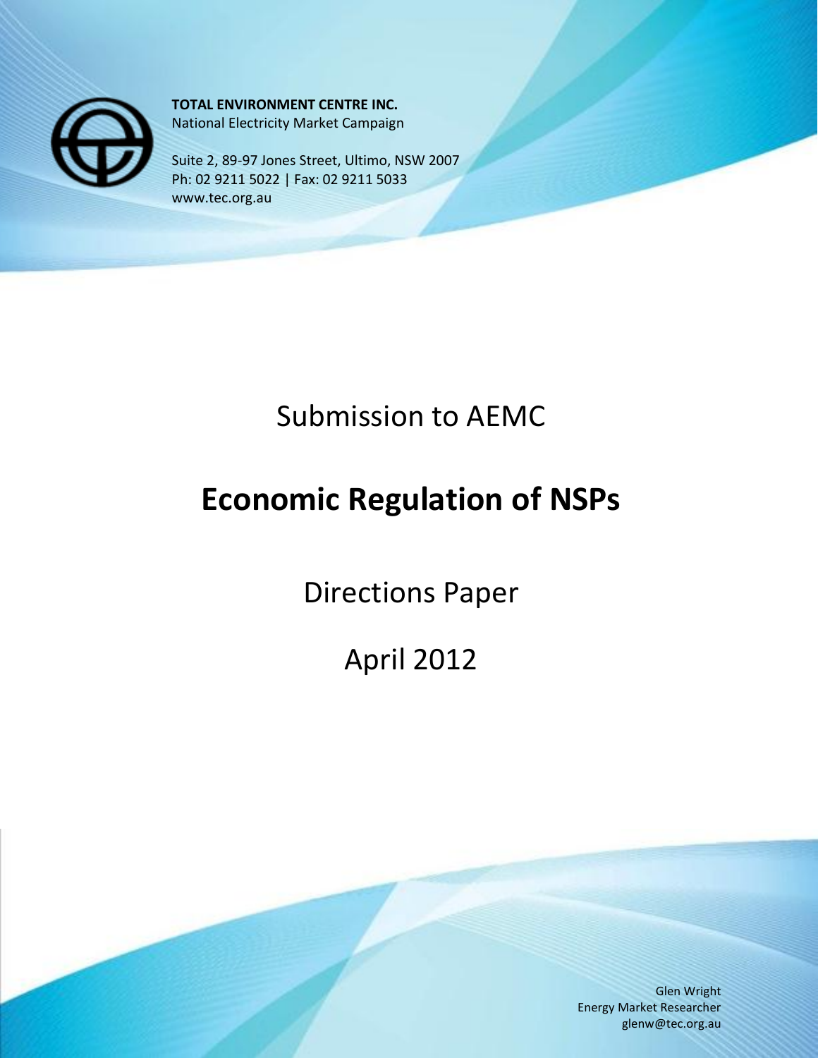**TOTAL ENVIRONMENT CENTRE INC.**
National Electricity Market Campaign

Suite 2, 89-97 Jones Street, Ultimo, NSW 2007
Ph: 02 9211 5022 | Fax: 02 9211 5033
www.tec.org.au

# Submission to AEMC

# **Economic Regulation of NSPs**

## Directions Paper

## April 2012

Glen Wright
Energy Market Researcher
glenw@tec.org.au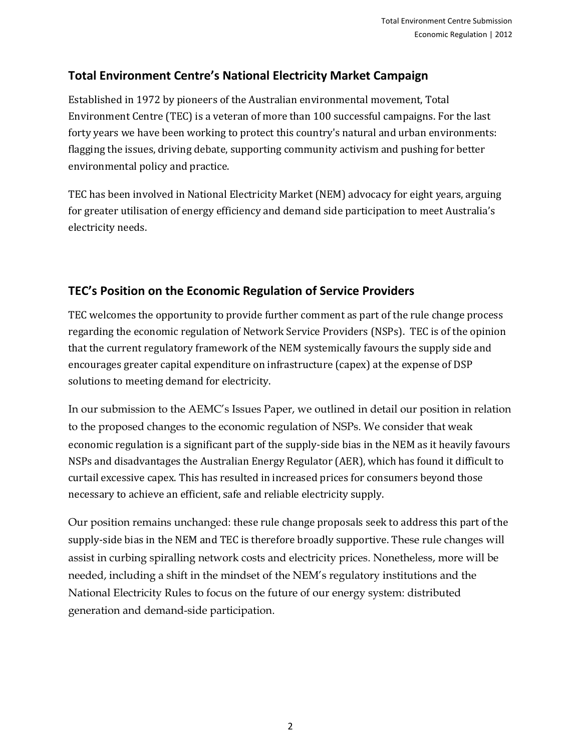## Total Environment Centre's National Electricity Market Campaign

Established in 1972 by pioneers of the Australian environmental movement, Total Environment Centre (TEC) is a veteran of more than 100 successful campaigns. For the last forty years we have been working to protect this country's natural and urban environments: flagging the issues, driving debate, supporting community activism and pushing for better environmental policy and practice.

TEC has been involved in National Electricity Market (NEM) advocacy for eight years, arguing for greater utilisation of energy efficiency and demand side participation to meet Australia's electricity needs.

## TEC's Position on the Economic Regulation of Service Providers

TEC welcomes the opportunity to provide further comment as part of the rule change process regarding the economic regulation of Network Service Providers (NSPs). TEC is of the opinion that the current regulatory framework of the NEM systemically favours the supply side and encourages greater capital expenditure on infrastructure (capex) at the expense of DSP solutions to meeting demand for electricity.

In our submission to the AEMC's Issues Paper, we outlined in detail our position in relation to the proposed changes to the economic regulation of NSPs. We consider that weak economic regulation is a significant part of the supply-side bias in the NEM as it heavily favours NSPs and disadvantages the Australian Energy Regulator (AER), which has found it difficult to curtail excessive capex. This has resulted in increased prices for consumers beyond those necessary to achieve an efficient, safe and reliable electricity supply.

Our position remains unchanged: these rule change proposals seek to address this part of the supply-side bias in the NEM and TEC is therefore broadly supportive. These rule changes will assist in curbing spiralling network costs and electricity prices. Nonetheless, more will be needed, including a shift in the mindset of the NEM's regulatory institutions and the National Electricity Rules to focus on the future of our energy system: distributed generation and demand-side participation.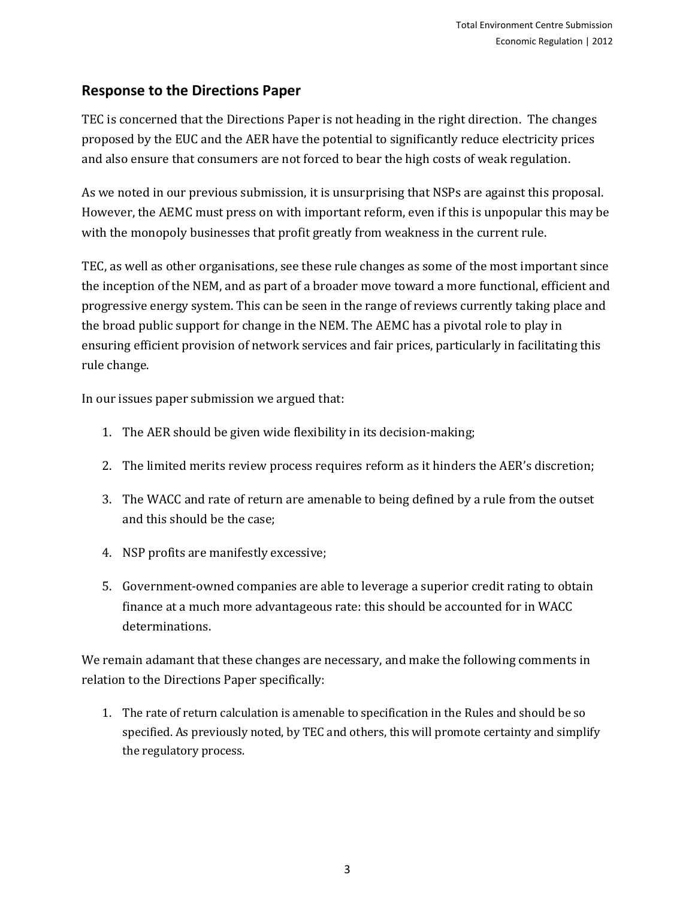## Response to the Directions Paper

TEC is concerned that the Directions Paper is not heading in the right direction. The changes proposed by the EUC and the AER have the potential to significantly reduce electricity prices and also ensure that consumers are not forced to bear the high costs of weak regulation.

As we noted in our previous submission, it is unsurprising that NSPs are against this proposal. However, the AEMC must press on with important reform, even if this is unpopular this may be with the monopoly businesses that profit greatly from weakness in the current rule.

TEC, as well as other organisations, see these rule changes as some of the most important since the inception of the NEM, and as part of a broader move toward a more functional, efficient and progressive energy system. This can be seen in the range of reviews currently taking place and the broad public support for change in the NEM. The AEMC has a pivotal role to play in ensuring efficient provision of network services and fair prices, particularly in facilitating this rule change.

In our issues paper submission we argued that:

1. The AER should be given wide flexibility in its decision-making;
2. The limited merits review process requires reform as it hinders the AER's discretion;
3. The WACC and rate of return are amenable to being defined by a rule from the outset and this should be the case;
4. NSP profits are manifestly excessive;
5. Government-owned companies are able to leverage a superior credit rating to obtain finance at a much more advantageous rate: this should be accounted for in WACC determinations.

We remain adamant that these changes are necessary, and make the following comments in relation to the Directions Paper specifically:

1. The rate of return calculation is amenable to specification in the Rules and should be so specified. As previously noted, by TEC and others, this will promote certainty and simplify the regulatory process.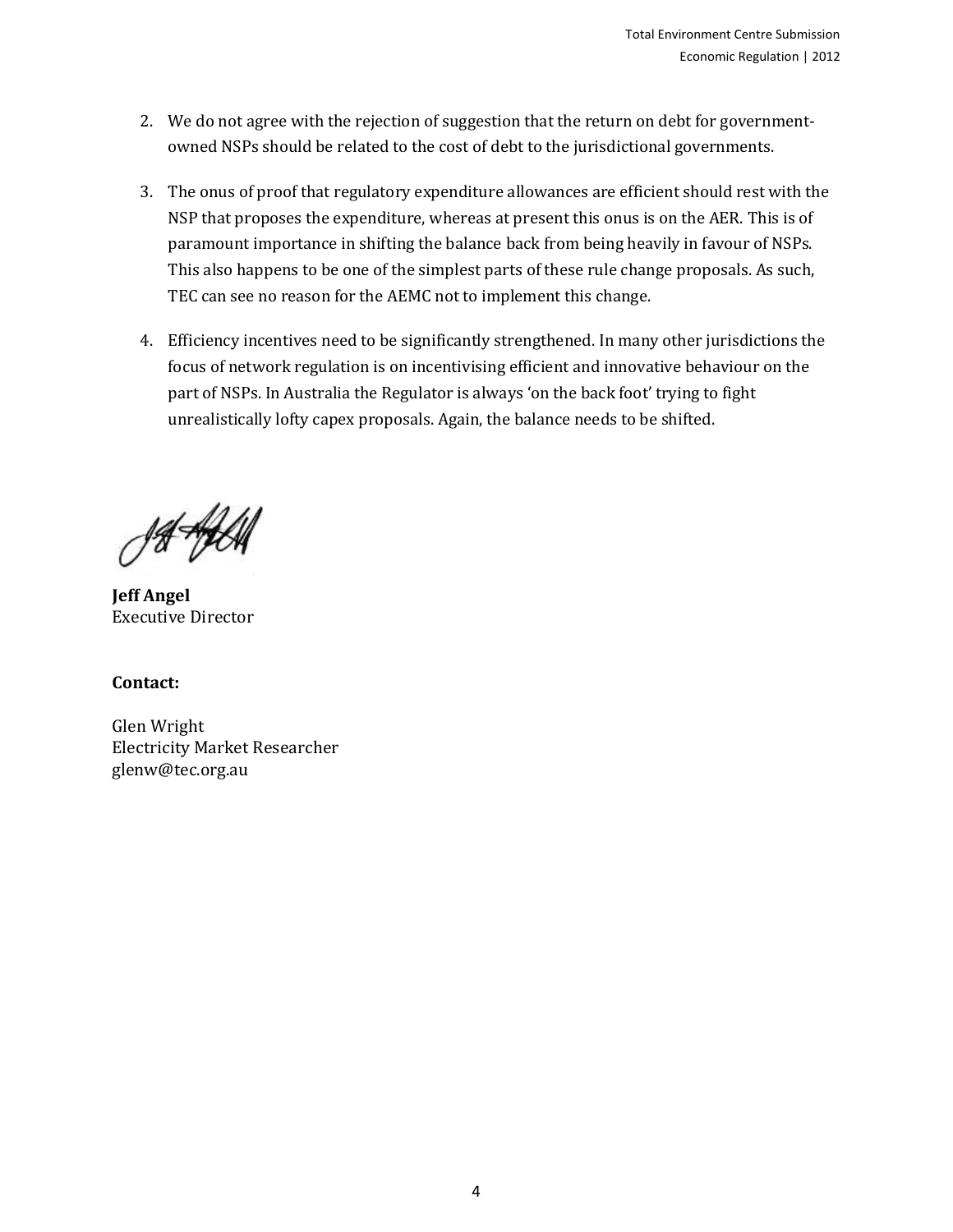2. We do not agree with the rejection of suggestion that the return on debt for government-owned NSPs should be related to the cost of debt to the jurisdictional governments.

3. The onus of proof that regulatory expenditure allowances are efficient should rest with the NSP that proposes the expenditure, whereas at present this onus is on the AER. This is of paramount importance in shifting the balance back from being heavily in favour of NSPs. This also happens to be one of the simplest parts of these rule change proposals. As such, TEC can see no reason for the AEMC not to implement this change.

4. Efficiency incentives need to be significantly strengthened. In many other jurisdictions the focus of network regulation is on incentivising efficient and innovative behaviour on the part of NSPs. In Australia the Regulator is always 'on the back foot' trying to fight unrealistically lofty capex proposals. Again, the balance needs to be shifted.

**Jeff Angel**
Executive Director

**Contact:**

Glen Wright
Electricity Market Researcher
glenw@tec.org.au